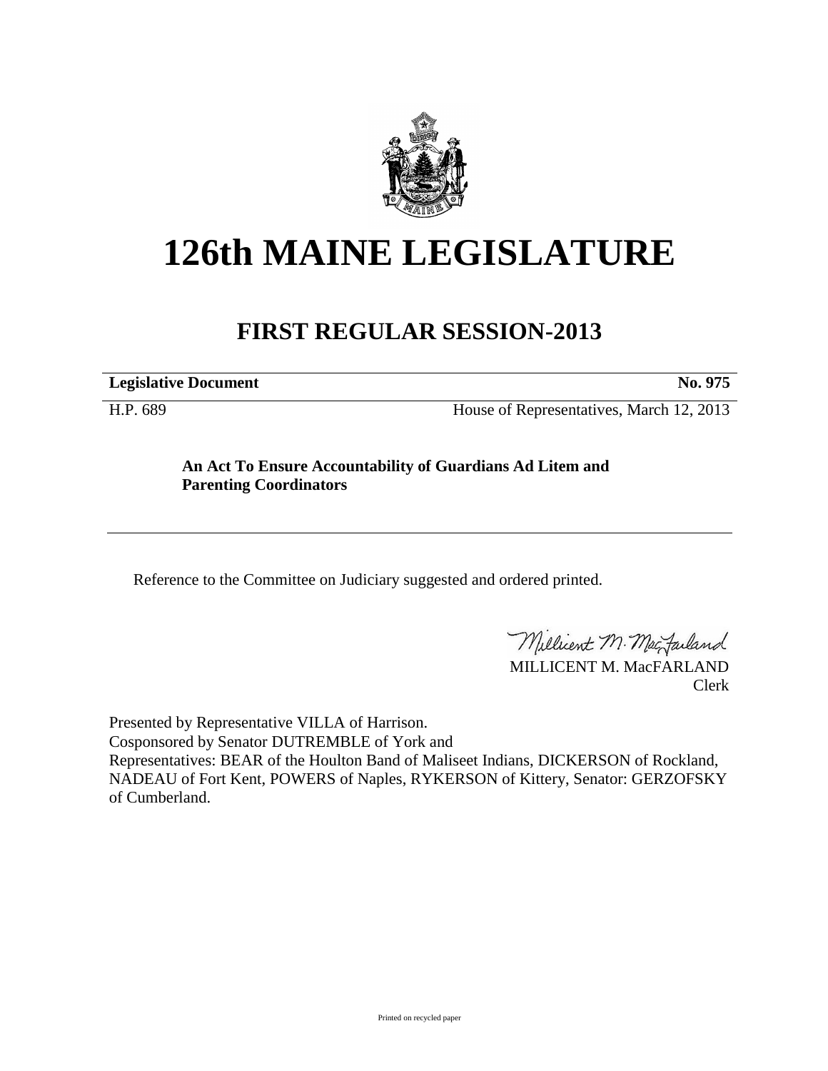# 126th MAINE LEGISLATURE

## FIRST REGULAR SESSION-2013

| **Legislative Document** | **No. 975** |
|---|---|
| H.P. 689 | House of Representatives, March 12, 2013 |

**An Act To Ensure Accountability of Guardians Ad Litem and Parenting Coordinators**

Reference to the Committee on Judiciary suggested and ordered printed.

MILLICENT M. MacFARLAND
Clerk

Presented by Representative VILLA of Harrison.
Cosponsored by Senator DUTREMBLE of York and
Representatives: BEAR of the Houlton Band of Maliseet Indians, DICKERSON of Rockland, NADEAU of Fort Kent, POWERS of Naples, RYKERSON of Kittery, Senator: GERZOFSKY of Cumberland.

Printed on recycled paper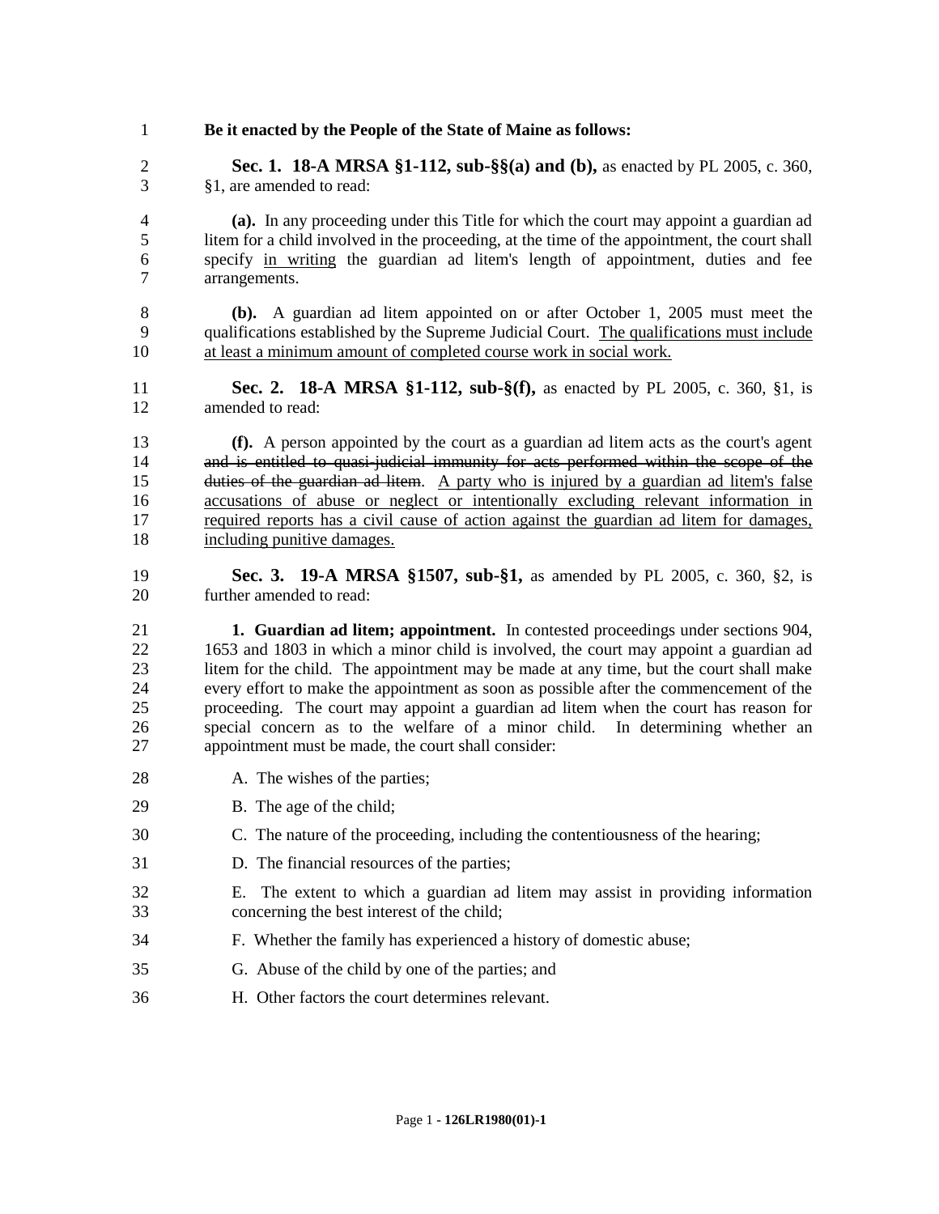**Be it enacted by the People of the State of Maine as follows:**

**Sec. 1. 18-A MRSA §1-112, sub-§§(a) and (b),** as enacted by PL 2005, c. 360, §1, are amended to read:

**(a).** In any proceeding under this Title for which the court may appoint a guardian ad litem for a child involved in the proceeding, at the time of the appointment, the court shall specify <u>in writing</u> the guardian ad litem's length of appointment, duties and fee arrangements.

**(b).** A guardian ad litem appointed on or after October 1, 2005 must meet the qualifications established by the Supreme Judicial Court. <u>The qualifications must include at least a minimum amount of completed course work in social work.</u>

**Sec. 2. 18-A MRSA §1-112, sub-§(f),** as enacted by PL 2005, c. 360, §1, is amended to read:

**(f).** A person appointed by the court as a guardian ad litem acts as the court's agent ~~and is entitled to quasi-judicial immunity for acts performed within the scope of the duties of the guardian ad litem~~. <u>A party who is injured by a guardian ad litem's false accusations of abuse or neglect or intentionally excluding relevant information in required reports has a civil cause of action against the guardian ad litem for damages, including punitive damages.</u>

**Sec. 3. 19-A MRSA §1507, sub-§1,** as amended by PL 2005, c. 360, §2, is further amended to read:

**1. Guardian ad litem; appointment.** In contested proceedings under sections 904, 1653 and 1803 in which a minor child is involved, the court may appoint a guardian ad litem for the child. The appointment may be made at any time, but the court shall make every effort to make the appointment as soon as possible after the commencement of the proceeding. The court may appoint a guardian ad litem when the court has reason for special concern as to the welfare of a minor child. In determining whether an appointment must be made, the court shall consider:

A. The wishes of the parties;

B. The age of the child;

C. The nature of the proceeding, including the contentiousness of the hearing;

D. The financial resources of the parties;

E. The extent to which a guardian ad litem may assist in providing information concerning the best interest of the child;

F. Whether the family has experienced a history of domestic abuse;

G. Abuse of the child by one of the parties; and

H. Other factors the court determines relevant.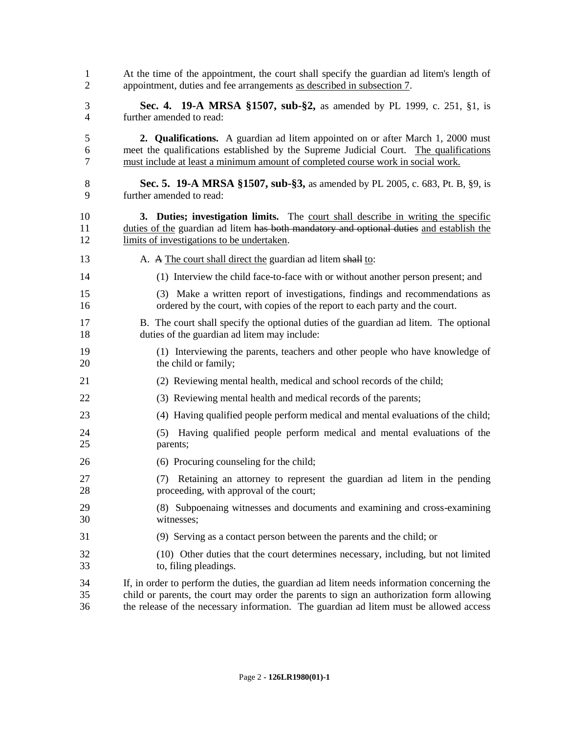At the time of the appointment, the court shall specify the guardian ad litem's length of appointment, duties and fee arrangements <u>as described in subsection 7</u>.

**Sec. 4. 19-A MRSA §1507, sub-§2,** as amended by PL 1999, c. 251, §1, is further amended to read:

**2. Qualifications.** A guardian ad litem appointed on or after March 1, 2000 must meet the qualifications established by the Supreme Judicial Court. <u>The qualifications must include at least a minimum amount of completed course work in social work.</u>

**Sec. 5. 19-A MRSA §1507, sub-§3,** as amended by PL 2005, c. 683, Pt. B, §9, is further amended to read:

**3. Duties; investigation limits.** The <u>court shall describe in writing the specific duties of the</u> guardian ad litem ~~has both mandatory and optional duties~~ <u>and establish the limits of investigations to be undertaken</u>.

A. ~~A~~ <u>The court shall direct the</u> guardian ad litem ~~shall~~ <u>to</u>:

(1) Interview the child face-to-face with or without another person present; and

(3) Make a written report of investigations, findings and recommendations as ordered by the court, with copies of the report to each party and the court.

B. The court shall specify the optional duties of the guardian ad litem. The optional duties of the guardian ad litem may include:

(1) Interviewing the parents, teachers and other people who have knowledge of the child or family;

(2) Reviewing mental health, medical and school records of the child;

(3) Reviewing mental health and medical records of the parents;

(4) Having qualified people perform medical and mental evaluations of the child;

(5) Having qualified people perform medical and mental evaluations of the parents;

(6) Procuring counseling for the child;

(7) Retaining an attorney to represent the guardian ad litem in the pending proceeding, with approval of the court;

(8) Subpoenaing witnesses and documents and examining and cross-examining witnesses;

(9) Serving as a contact person between the parents and the child; or

(10) Other duties that the court determines necessary, including, but not limited to, filing pleadings.

If, in order to perform the duties, the guardian ad litem needs information concerning the child or parents, the court may order the parents to sign an authorization form allowing the release of the necessary information. The guardian ad litem must be allowed access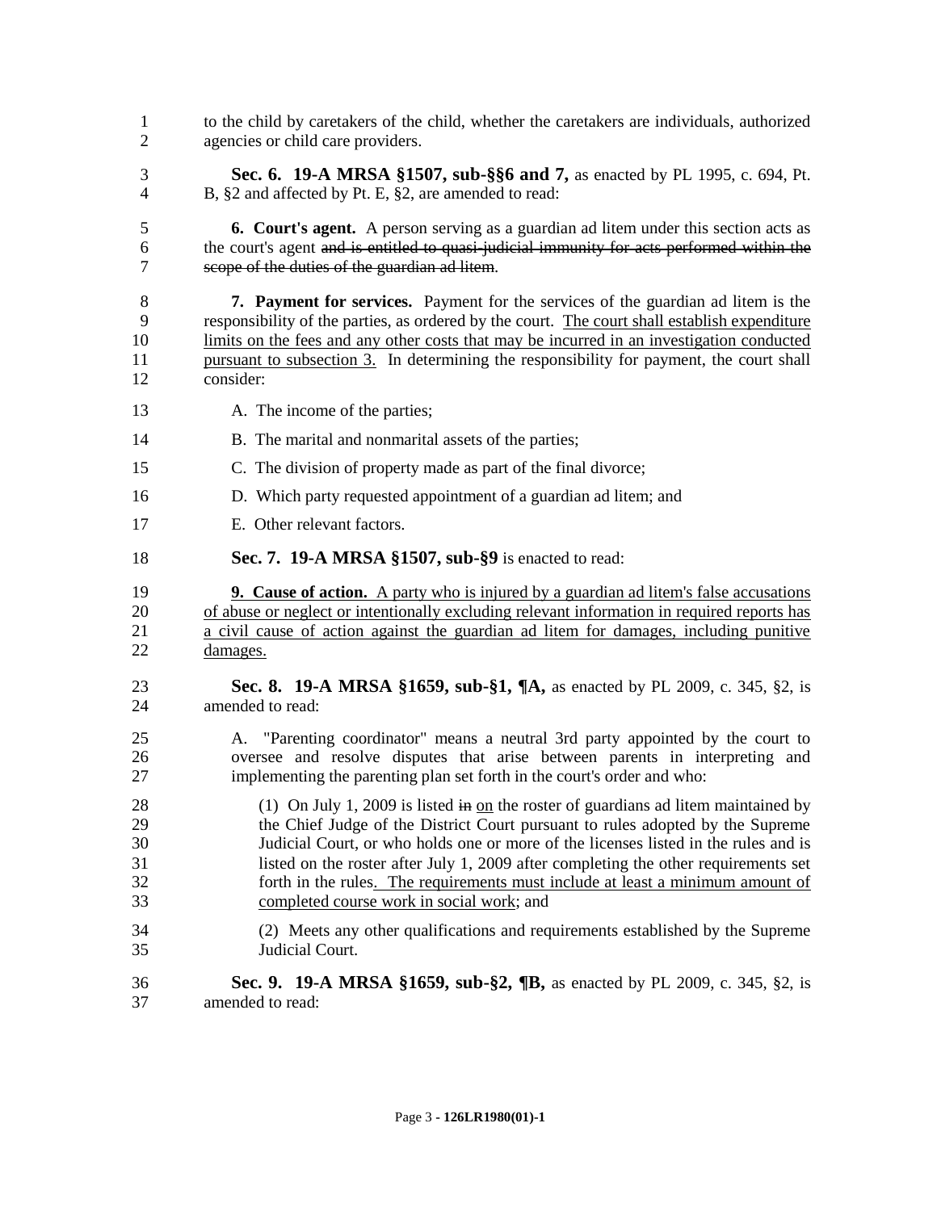to the child by caretakers of the child, whether the caretakers are individuals, authorized agencies or child care providers.

**Sec. 6. 19-A MRSA §1507, sub-§§6 and 7,** as enacted by PL 1995, c. 694, Pt. B, §2 and affected by Pt. E, §2, are amended to read:

**6. Court's agent.** A person serving as a guardian ad litem under this section acts as the court's agent ~~and is entitled to quasi-judicial immunity for acts performed within the scope of the duties of the guardian ad litem~~.

**7. Payment for services.** Payment for the services of the guardian ad litem is the responsibility of the parties, as ordered by the court. <u>The court shall establish expenditure limits on the fees and any other costs that may be incurred in an investigation conducted pursuant to subsection 3.</u> In determining the responsibility for payment, the court shall consider:

A. The income of the parties;

B. The marital and nonmarital assets of the parties;

C. The division of property made as part of the final divorce;

D. Which party requested appointment of a guardian ad litem; and

E. Other relevant factors.

**Sec. 7. 19-A MRSA §1507, sub-§9** is enacted to read:

<u>**9. Cause of action.** A party who is injured by a guardian ad litem's false accusations of abuse or neglect or intentionally excluding relevant information in required reports has a civil cause of action against the guardian ad litem for damages, including punitive damages.</u>

**Sec. 8. 19-A MRSA §1659, sub-§1, ¶A,** as enacted by PL 2009, c. 345, §2, is amended to read:

A. "Parenting coordinator" means a neutral 3rd party appointed by the court to oversee and resolve disputes that arise between parents in interpreting and implementing the parenting plan set forth in the court's order and who:

(1) On July 1, 2009 is listed ~~in~~ <u>on</u> the roster of guardians ad litem maintained by the Chief Judge of the District Court pursuant to rules adopted by the Supreme Judicial Court, or who holds one or more of the licenses listed in the rules and is listed on the roster after July 1, 2009 after completing the other requirements set forth in the rules<u>. The requirements must include at least a minimum amount of completed course work in social work</u>; and

(2) Meets any other qualifications and requirements established by the Supreme Judicial Court.

**Sec. 9. 19-A MRSA §1659, sub-§2, ¶B,** as enacted by PL 2009, c. 345, §2, is amended to read: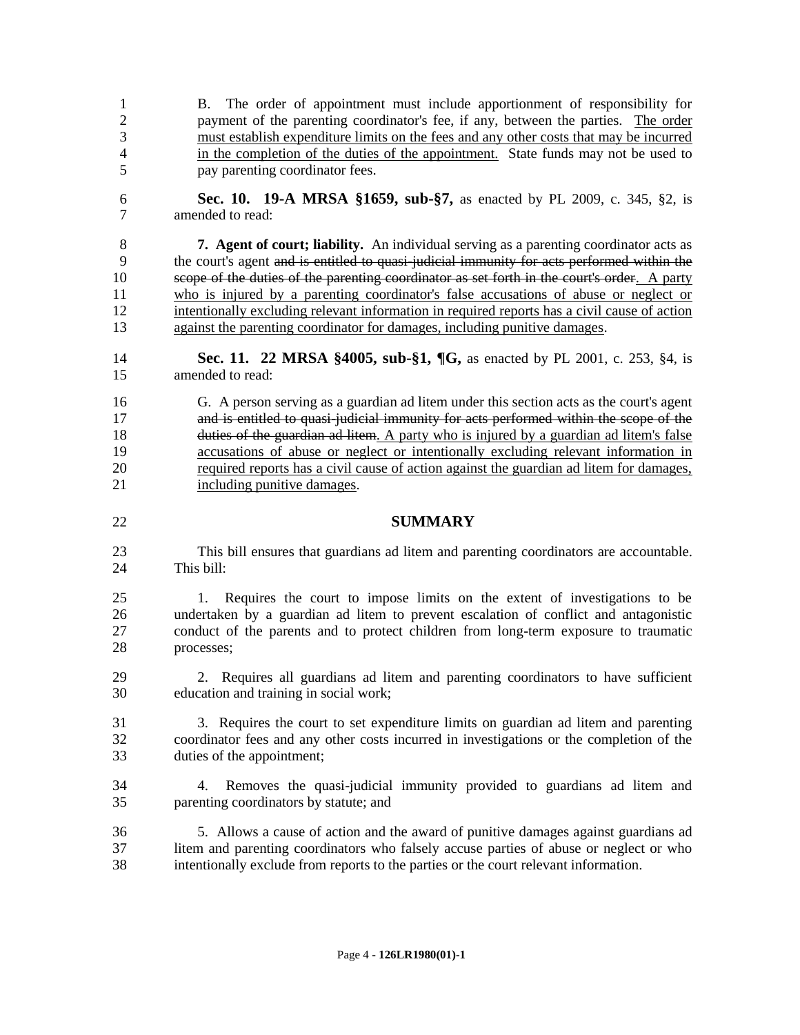B. The order of appointment must include apportionment of responsibility for payment of the parenting coordinator's fee, if any, between the parties. The order must establish expenditure limits on the fees and any other costs that may be incurred in the completion of the duties of the appointment. State funds may not be used to pay parenting coordinator fees.

**Sec. 10. 19-A MRSA §1659, sub-§7,** as enacted by PL 2009, c. 345, §2, is amended to read:

**7. Agent of court; liability.** An individual serving as a parenting coordinator acts as the court's agent ~~and is entitled to quasi-judicial immunity for acts performed within the scope of the duties of the parenting coordinator as set forth in the court's order~~. A party who is injured by a parenting coordinator's false accusations of abuse or neglect or intentionally excluding relevant information in required reports has a civil cause of action against the parenting coordinator for damages, including punitive damages.

**Sec. 11. 22 MRSA §4005, sub-§1, ¶G,** as enacted by PL 2001, c. 253, §4, is amended to read:

G. A person serving as a guardian ad litem under this section acts as the court's agent ~~and is entitled to quasi-judicial immunity for acts performed within the scope of the duties of the guardian ad litem~~. A party who is injured by a guardian ad litem's false accusations of abuse or neglect or intentionally excluding relevant information in required reports has a civil cause of action against the guardian ad litem for damages, including punitive damages.

## SUMMARY

This bill ensures that guardians ad litem and parenting coordinators are accountable. This bill:

1. Requires the court to impose limits on the extent of investigations to be undertaken by a guardian ad litem to prevent escalation of conflict and antagonistic conduct of the parents and to protect children from long-term exposure to traumatic processes;

2. Requires all guardians ad litem and parenting coordinators to have sufficient education and training in social work;

3. Requires the court to set expenditure limits on guardian ad litem and parenting coordinator fees and any other costs incurred in investigations or the completion of the duties of the appointment;

4. Removes the quasi-judicial immunity provided to guardians ad litem and parenting coordinators by statute; and

5. Allows a cause of action and the award of punitive damages against guardians ad litem and parenting coordinators who falsely accuse parties of abuse or neglect or who intentionally exclude from reports to the parties or the court relevant information.